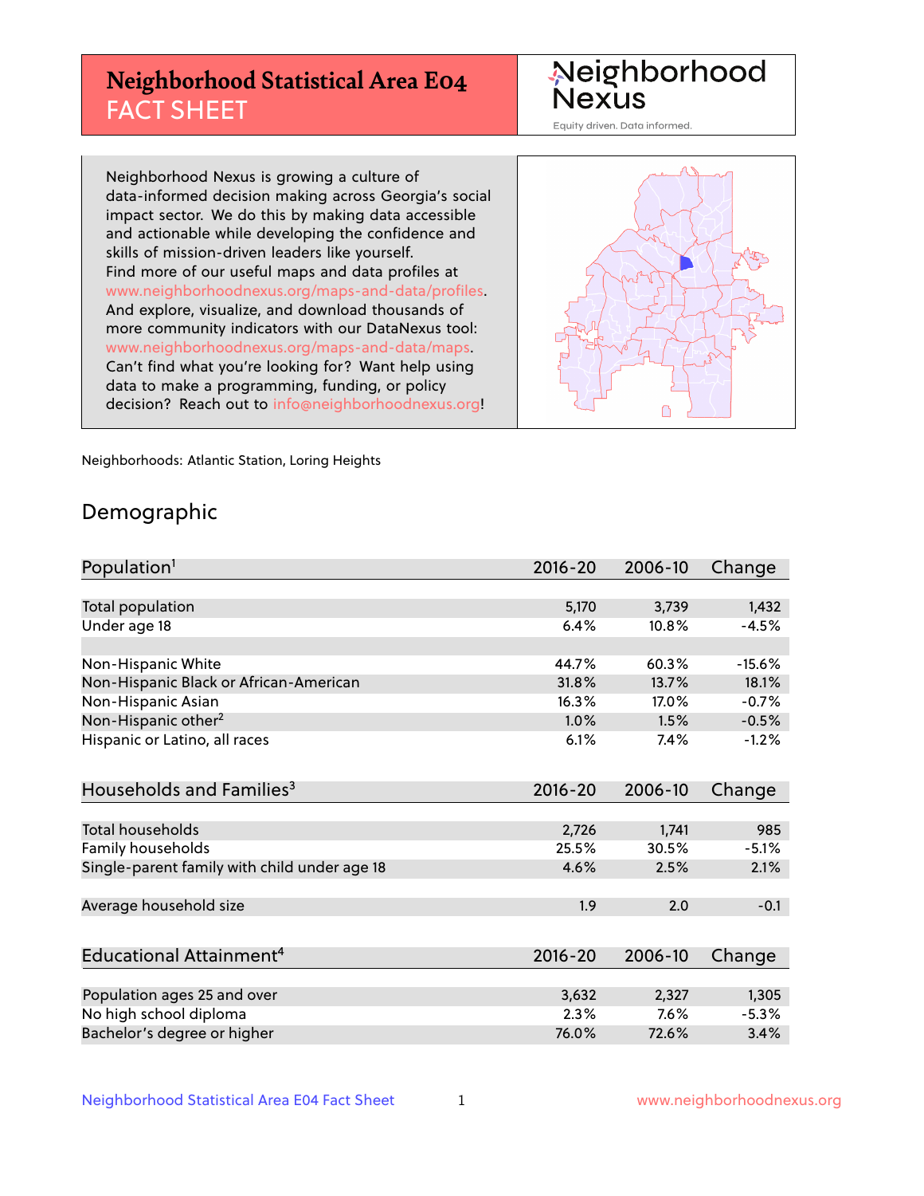# Neighborhood Statistical Area E04 FACT SHEET

Neighborhood Nexus

Equity driven. Data informed.

Neighborhood Nexus is growing a culture of data-informed decision making across Georgia's social impact sector. We do this by making data accessible and actionable while developing the confidence and skills of mission-driven leaders like yourself. Find more of our useful maps and data profiles at www.neighborhoodnexus.org/maps-and-data/profiles. And explore, visualize, and download thousands of more community indicators with our DataNexus tool: www.neighborhoodnexus.org/maps-and-data/maps. Can't find what you're looking for? Want help using data to make a programming, funding, or policy decision? Reach out to info@neighborhoodnexus.org!

Neighborhoods: Atlantic Station, Loring Heights

## Demographic

| Population[1] | 2016-20 | 2006-10 | Change |
|---|---|---|---|
| Total population | 5,170 | 3,739 | 1,432 |
| Under age 18 | 6.4% | 10.8% | -4.5% |
| | | | |
| Non-Hispanic White | 44.7% | 60.3% | -15.6% |
| Non-Hispanic Black or African-American | 31.8% | 13.7% | 18.1% |
| Non-Hispanic Asian | 16.3% | 17.0% | -0.7% |
| Non-Hispanic other[2] | 1.0% | 1.5% | -0.5% |
| Hispanic or Latino, all races | 6.1% | 7.4% | -1.2% |

| Households and Families[3] | 2016-20 | 2006-10 | Change |
|---|---|---|---|
| Total households | 2,726 | 1,741 | 985 |
| Family households | 25.5% | 30.5% | -5.1% |
| Single-parent family with child under age 18 | 4.6% | 2.5% | 2.1% |
| | | | |
| Average household size | 1.9 | 2.0 | -0.1 |

| Educational Attainment[4] | 2016-20 | 2006-10 | Change |
|---|---|---|---|
| Population ages 25 and over | 3,632 | 2,327 | 1,305 |
| No high school diploma | 2.3% | 7.6% | -5.3% |
| Bachelor's degree or higher | 76.0% | 72.6% | 3.4% |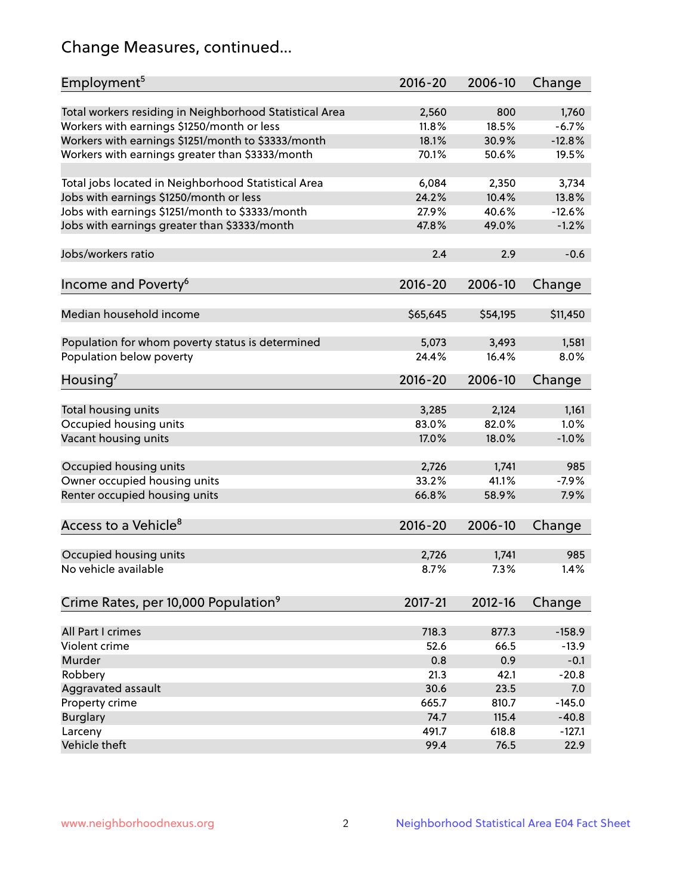## Change Measures, continued...

| Employment[5] | 2016-20 | 2006-10 | Change |
|---|---|---|---|
| Total workers residing in Neighborhood Statistical Area | 2,560 | 800 | 1,760 |
| Workers with earnings $1250/month or less | 11.8% | 18.5% | -6.7% |
| Workers with earnings $1251/month to $3333/month | 18.1% | 30.9% | -12.8% |
| Workers with earnings greater than $3333/month | 70.1% | 50.6% | 19.5% |
| | | | |
| Total jobs located in Neighborhood Statistical Area | 6,084 | 2,350 | 3,734 |
| Jobs with earnings $1250/month or less | 24.2% | 10.4% | 13.8% |
| Jobs with earnings $1251/month to $3333/month | 27.9% | 40.6% | -12.6% |
| Jobs with earnings greater than $3333/month | 47.8% | 49.0% | -1.2% |
| | | | |
| Jobs/workers ratio | 2.4 | 2.9 | -0.6 |

| Income and Poverty[6] | 2016-20 | 2006-10 | Change |
|---|---|---|---|
| Median household income | $65,645 | $54,195 | $11,450 |
| | | | |
| Population for whom poverty status is determined | 5,073 | 3,493 | 1,581 |
| Population below poverty | 24.4% | 16.4% | 8.0% |

| Housing[7] | 2016-20 | 2006-10 | Change |
|---|---|---|---|
| Total housing units | 3,285 | 2,124 | 1,161 |
| Occupied housing units | 83.0% | 82.0% | 1.0% |
| Vacant housing units | 17.0% | 18.0% | -1.0% |
| | | | |
| Occupied housing units | 2,726 | 1,741 | 985 |
| Owner occupied housing units | 33.2% | 41.1% | -7.9% |
| Renter occupied housing units | 66.8% | 58.9% | 7.9% |

| Access to a Vehicle[8] | 2016-20 | 2006-10 | Change |
|---|---|---|---|
| Occupied housing units | 2,726 | 1,741 | 985 |
| No vehicle available | 8.7% | 7.3% | 1.4% |

| Crime Rates, per 10,000 Population[9] | 2017-21 | 2012-16 | Change |
|---|---|---|---|
| All Part I crimes | 718.3 | 877.3 | -158.9 |
| Violent crime | 52.6 | 66.5 | -13.9 |
| Murder | 0.8 | 0.9 | -0.1 |
| Robbery | 21.3 | 42.1 | -20.8 |
| Aggravated assault | 30.6 | 23.5 | 7.0 |
| Property crime | 665.7 | 810.7 | -145.0 |
| Burglary | 74.7 | 115.4 | -40.8 |
| Larceny | 491.7 | 618.8 | -127.1 |
| Vehicle theft | 99.4 | 76.5 | 22.9 |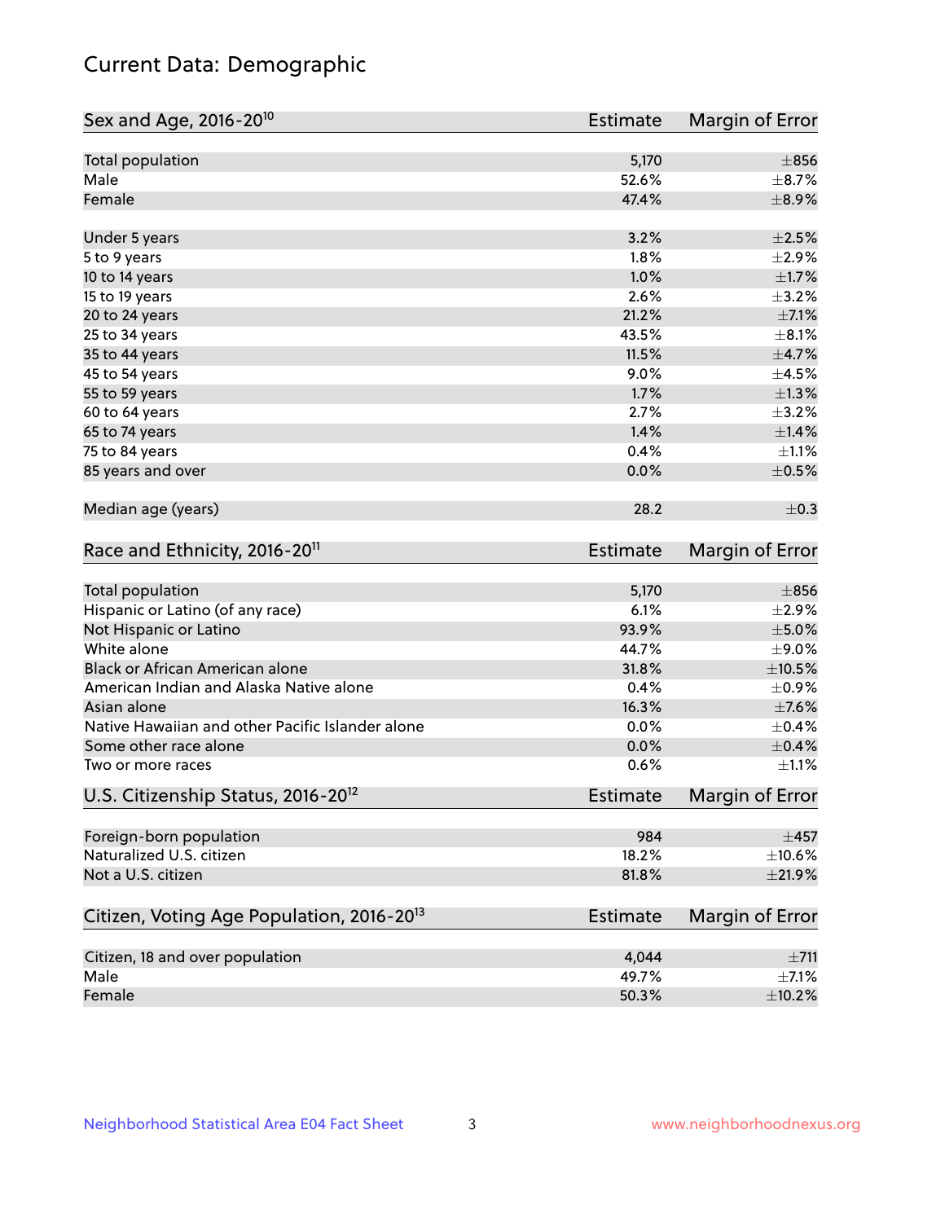# Current Data: Demographic

| Sex and Age, 2016-20[10] | Estimate | Margin of Error |
|---|---|---|
| Total population | 5,170 | ±856 |
| Male | 52.6% | ±8.7% |
| Female | 47.4% | ±8.9% |
| Under 5 years | 3.2% | ±2.5% |
| 5 to 9 years | 1.8% | ±2.9% |
| 10 to 14 years | 1.0% | ±1.7% |
| 15 to 19 years | 2.6% | ±3.2% |
| 20 to 24 years | 21.2% | ±7.1% |
| 25 to 34 years | 43.5% | ±8.1% |
| 35 to 44 years | 11.5% | ±4.7% |
| 45 to 54 years | 9.0% | ±4.5% |
| 55 to 59 years | 1.7% | ±1.3% |
| 60 to 64 years | 2.7% | ±3.2% |
| 65 to 74 years | 1.4% | ±1.4% |
| 75 to 84 years | 0.4% | ±1.1% |
| 85 years and over | 0.0% | ±0.5% |
| Median age (years) | 28.2 | ±0.3 |

| Race and Ethnicity, 2016-20[11] | Estimate | Margin of Error |
|---|---|---|
| Total population | 5,170 | ±856 |
| Hispanic or Latino (of any race) | 6.1% | ±2.9% |
| Not Hispanic or Latino | 93.9% | ±5.0% |
| White alone | 44.7% | ±9.0% |
| Black or African American alone | 31.8% | ±10.5% |
| American Indian and Alaska Native alone | 0.4% | ±0.9% |
| Asian alone | 16.3% | ±7.6% |
| Native Hawaiian and other Pacific Islander alone | 0.0% | ±0.4% |
| Some other race alone | 0.0% | ±0.4% |
| Two or more races | 0.6% | ±1.1% |

| U.S. Citizenship Status, 2016-20[12] | Estimate | Margin of Error |
|---|---|---|
| Foreign-born population | 984 | ±457 |
| Naturalized U.S. citizen | 18.2% | ±10.6% |
| Not a U.S. citizen | 81.8% | ±21.9% |

| Citizen, Voting Age Population, 2016-20[13] | Estimate | Margin of Error |
|---|---|---|
| Citizen, 18 and over population | 4,044 | ±711 |
| Male | 49.7% | ±7.1% |
| Female | 50.3% | ±10.2% |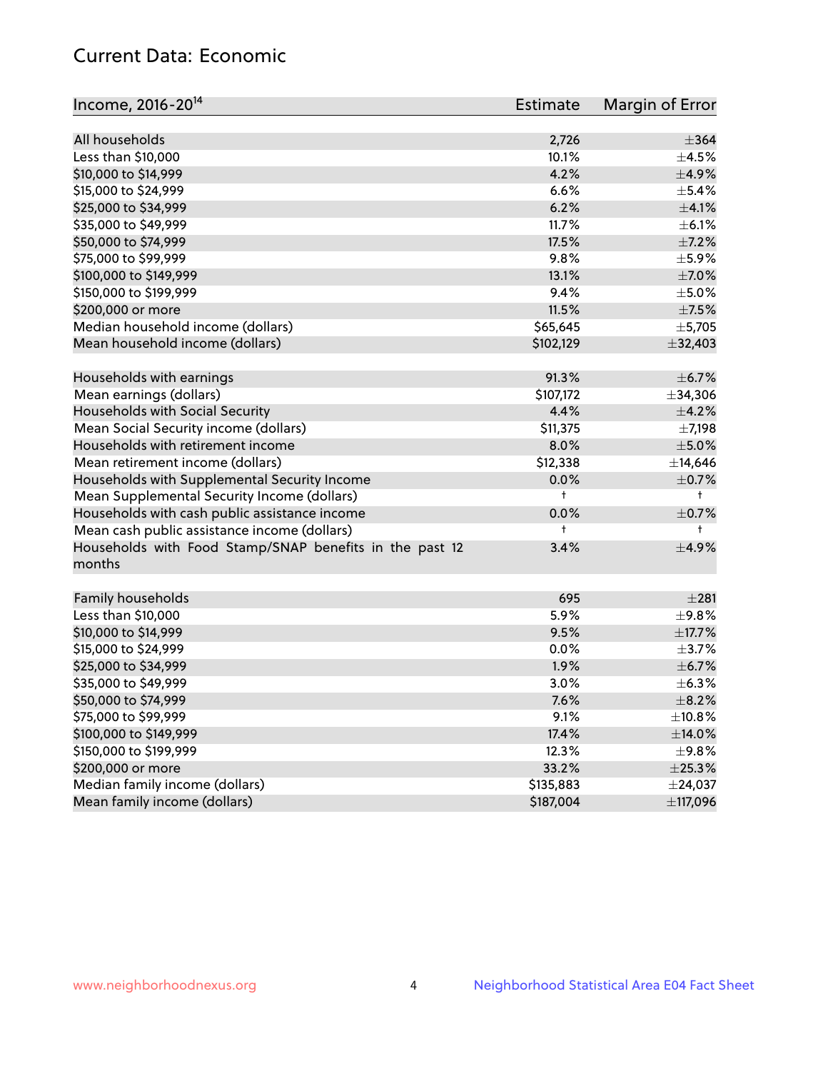# Current Data: Economic

| Income, 2016-20[14] | Estimate | Margin of Error |
|---|---|---|
| All households | 2,726 | ±364 |
| Less than $10,000 | 10.1% | ±4.5% |
| $10,000 to $14,999 | 4.2% | ±4.9% |
| $15,000 to $24,999 | 6.6% | ±5.4% |
| $25,000 to $34,999 | 6.2% | ±4.1% |
| $35,000 to $49,999 | 11.7% | ±6.1% |
| $50,000 to $74,999 | 17.5% | ±7.2% |
| $75,000 to $99,999 | 9.8% | ±5.9% |
| $100,000 to $149,999 | 13.1% | ±7.0% |
| $150,000 to $199,999 | 9.4% | ±5.0% |
| $200,000 or more | 11.5% | ±7.5% |
| Median household income (dollars) | $65,645 | ±5,705 |
| Mean household income (dollars) | $102,129 | ±32,403 |
| | | |
| Households with earnings | 91.3% | ±6.7% |
| Mean earnings (dollars) | $107,172 | ±34,306 |
| Households with Social Security | 4.4% | ±4.2% |
| Mean Social Security income (dollars) | $11,375 | ±7,198 |
| Households with retirement income | 8.0% | ±5.0% |
| Mean retirement income (dollars) | $12,338 | ±14,646 |
| Households with Supplemental Security Income | 0.0% | ±0.7% |
| Mean Supplemental Security Income (dollars) | † | † |
| Households with cash public assistance income | 0.0% | ±0.7% |
| Mean cash public assistance income (dollars) | † | † |
| Households with Food Stamp/SNAP benefits in the past 12 months | 3.4% | ±4.9% |
| | | |
| Family households | 695 | ±281 |
| Less than $10,000 | 5.9% | ±9.8% |
| $10,000 to $14,999 | 9.5% | ±17.7% |
| $15,000 to $24,999 | 0.0% | ±3.7% |
| $25,000 to $34,999 | 1.9% | ±6.7% |
| $35,000 to $49,999 | 3.0% | ±6.3% |
| $50,000 to $74,999 | 7.6% | ±8.2% |
| $75,000 to $99,999 | 9.1% | ±10.8% |
| $100,000 to $149,999 | 17.4% | ±14.0% |
| $150,000 to $199,999 | 12.3% | ±9.8% |
| $200,000 or more | 33.2% | ±25.3% |
| Median family income (dollars) | $135,883 | ±24,037 |
| Mean family income (dollars) | $187,004 | ±117,096 |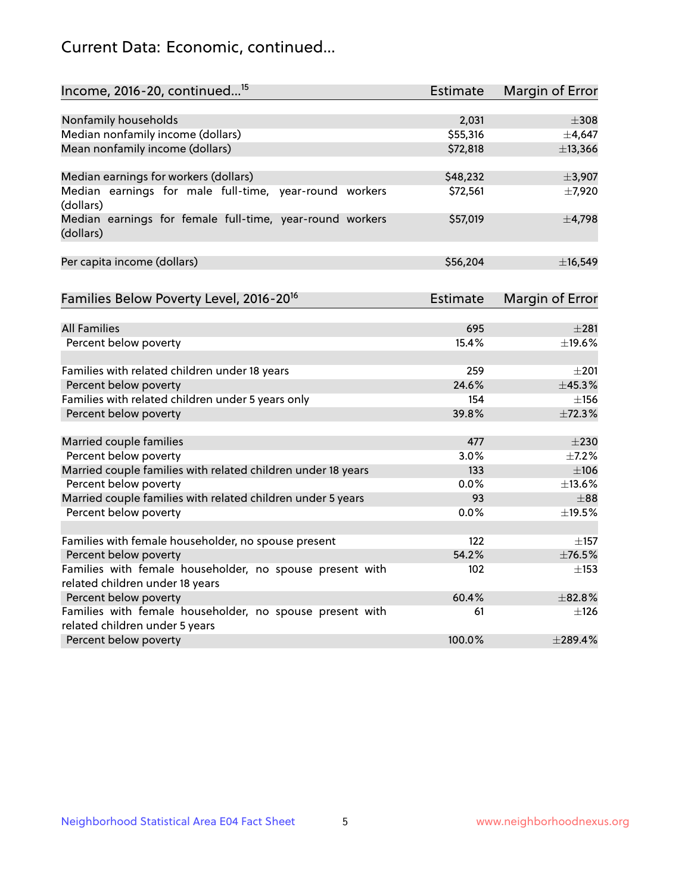## Current Data: Economic, continued...

| Income, 2016-20, continued...[15] | Estimate | Margin of Error |
|---|---|---|
| Nonfamily households | 2,031 | ±308 |
| Median nonfamily income (dollars) | $55,316 | ±4,647 |
| Mean nonfamily income (dollars) | $72,818 | ±13,366 |
| | | |
| Median earnings for workers (dollars) | $48,232 | ±3,907 |
| Median earnings for male full-time, year-round workers (dollars) | $72,561 | ±7,920 |
| Median earnings for female full-time, year-round workers (dollars) | $57,019 | ±4,798 |
| | | |
| Per capita income (dollars) | $56,204 | ±16,549 |

| Families Below Poverty Level, 2016-20[16] | Estimate | Margin of Error |
|---|---|---|
| All Families | 695 | ±281 |
| Percent below poverty | 15.4% | ±19.6% |
| | | |
| Families with related children under 18 years | 259 | ±201 |
| Percent below poverty | 24.6% | ±45.3% |
| Families with related children under 5 years only | 154 | ±156 |
| Percent below poverty | 39.8% | ±72.3% |
| | | |
| Married couple families | 477 | ±230 |
| Percent below poverty | 3.0% | ±7.2% |
| Married couple families with related children under 18 years | 133 | ±106 |
| Percent below poverty | 0.0% | ±13.6% |
| Married couple families with related children under 5 years | 93 | ±88 |
| Percent below poverty | 0.0% | ±19.5% |
| | | |
| Families with female householder, no spouse present | 122 | ±157 |
| Percent below poverty | 54.2% | ±76.5% |
| Families with female householder, no spouse present with related children under 18 years | 102 | ±153 |
| Percent below poverty | 60.4% | ±82.8% |
| Families with female householder, no spouse present with related children under 5 years | 61 | ±126 |
| Percent below poverty | 100.0% | ±289.4% |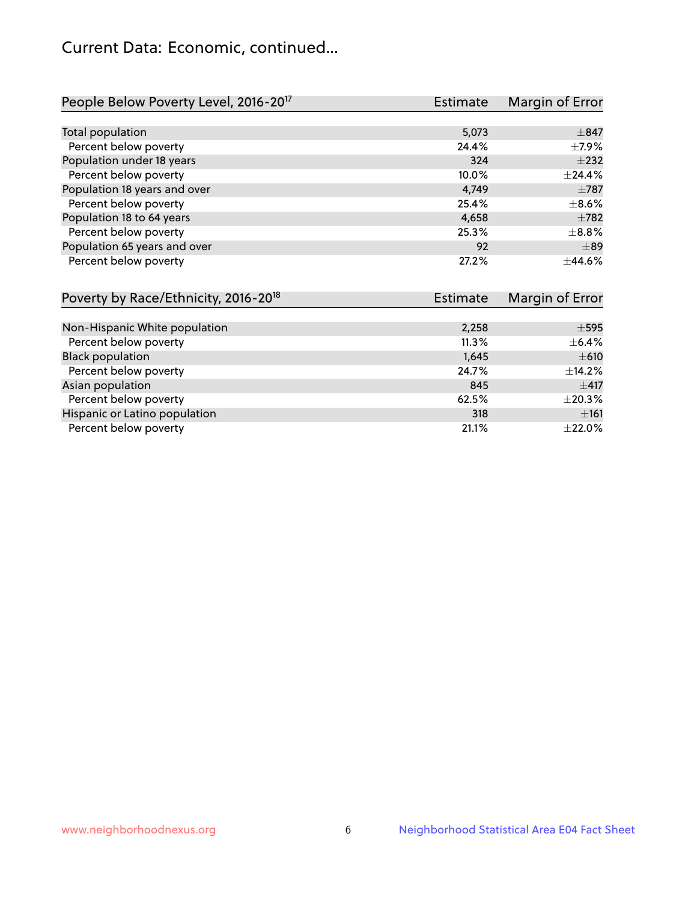# Current Data: Economic, continued...

| People Below Poverty Level, 2016-20[17] | Estimate | Margin of Error |
|---|---|---|
| Total population | 5,073 | ±847 |
| Percent below poverty | 24.4% | ±7.9% |
| Population under 18 years | 324 | ±232 |
| Percent below poverty | 10.0% | ±24.4% |
| Population 18 years and over | 4,749 | ±787 |
| Percent below poverty | 25.4% | ±8.6% |
| Population 18 to 64 years | 4,658 | ±782 |
| Percent below poverty | 25.3% | ±8.8% |
| Population 65 years and over | 92 | ±89 |
| Percent below poverty | 27.2% | ±44.6% |

| Poverty by Race/Ethnicity, 2016-20[18] | Estimate | Margin of Error |
|---|---|---|
| Non-Hispanic White population | 2,258 | ±595 |
| Percent below poverty | 11.3% | ±6.4% |
| Black population | 1,645 | ±610 |
| Percent below poverty | 24.7% | ±14.2% |
| Asian population | 845 | ±417 |
| Percent below poverty | 62.5% | ±20.3% |
| Hispanic or Latino population | 318 | ±161 |
| Percent below poverty | 21.1% | ±22.0% |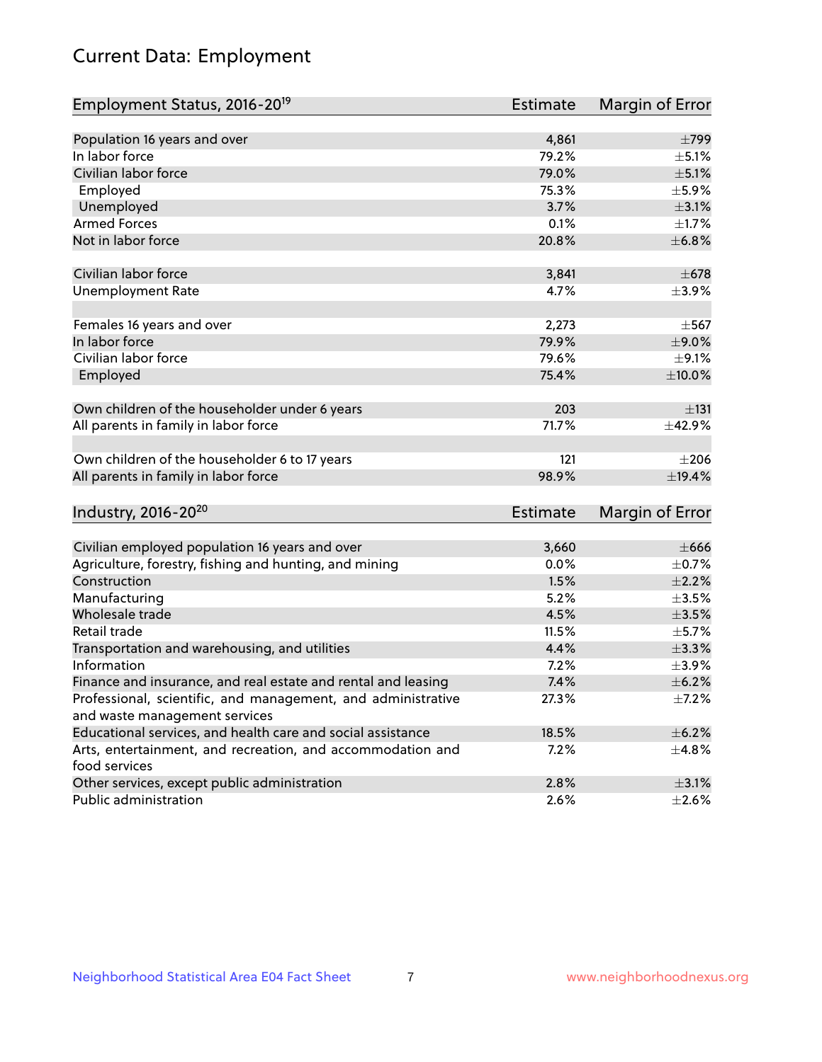# Current Data: Employment

| Employment Status, 2016-20[19] | Estimate | Margin of Error |
|---|---|---|
| Population 16 years and over | 4,861 | ±799 |
| In labor force | 79.2% | ±5.1% |
| Civilian labor force | 79.0% | ±5.1% |
| Employed | 75.3% | ±5.9% |
| Unemployed | 3.7% | ±3.1% |
| Armed Forces | 0.1% | ±1.7% |
| Not in labor force | 20.8% | ±6.8% |
| | | |
| Civilian labor force | 3,841 | ±678 |
| Unemployment Rate | 4.7% | ±3.9% |
| | | |
| Females 16 years and over | 2,273 | ±567 |
| In labor force | 79.9% | ±9.0% |
| Civilian labor force | 79.6% | ±9.1% |
| Employed | 75.4% | ±10.0% |
| | | |
| Own children of the householder under 6 years | 203 | ±131 |
| All parents in family in labor force | 71.7% | ±42.9% |
| | | |
| Own children of the householder 6 to 17 years | 121 | ±206 |
| All parents in family in labor force | 98.9% | ±19.4% |

| Industry, 2016-20[20] | Estimate | Margin of Error |
|---|---|---|
| Civilian employed population 16 years and over | 3,660 | ±666 |
| Agriculture, forestry, fishing and hunting, and mining | 0.0% | ±0.7% |
| Construction | 1.5% | ±2.2% |
| Manufacturing | 5.2% | ±3.5% |
| Wholesale trade | 4.5% | ±3.5% |
| Retail trade | 11.5% | ±5.7% |
| Transportation and warehousing, and utilities | 4.4% | ±3.3% |
| Information | 7.2% | ±3.9% |
| Finance and insurance, and real estate and rental and leasing | 7.4% | ±6.2% |
| Professional, scientific, and management, and administrative and waste management services | 27.3% | ±7.2% |
| Educational services, and health care and social assistance | 18.5% | ±6.2% |
| Arts, entertainment, and recreation, and accommodation and food services | 7.2% | ±4.8% |
| Other services, except public administration | 2.8% | ±3.1% |
| Public administration | 2.6% | ±2.6% |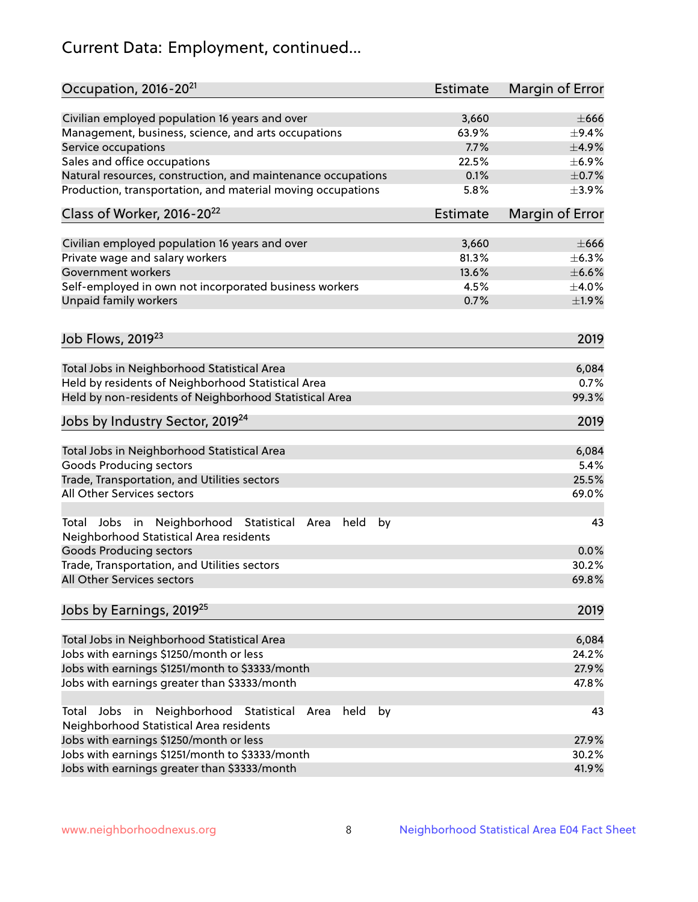# Current Data: Employment, continued...

| Occupation, 2016-20[21] | Estimate | Margin of Error |
|---|---|---|
| Civilian employed population 16 years and over | 3,660 | ±666 |
| Management, business, science, and arts occupations | 63.9% | ±9.4% |
| Service occupations | 7.7% | ±4.9% |
| Sales and office occupations | 22.5% | ±6.9% |
| Natural resources, construction, and maintenance occupations | 0.1% | ±0.7% |
| Production, transportation, and material moving occupations | 5.8% | ±3.9% |

| Class of Worker, 2016-20[22] | Estimate | Margin of Error |
|---|---|---|
| Civilian employed population 16 years and over | 3,660 | ±666 |
| Private wage and salary workers | 81.3% | ±6.3% |
| Government workers | 13.6% | ±6.6% |
| Self-employed in own not incorporated business workers | 4.5% | ±4.0% |
| Unpaid family workers | 0.7% | ±1.9% |

| Job Flows, 2019[23] | 2019 |
|---|---|
| Total Jobs in Neighborhood Statistical Area | 6,084 |
| Held by residents of Neighborhood Statistical Area | 0.7% |
| Held by non-residents of Neighborhood Statistical Area | 99.3% |

| Jobs by Industry Sector, 2019[24] | 2019 |
|---|---|
| Total Jobs in Neighborhood Statistical Area | 6,084 |
| Goods Producing sectors | 5.4% |
| Trade, Transportation, and Utilities sectors | 25.5% |
| All Other Services sectors | 69.0% |
| | |
| Total Jobs in Neighborhood Statistical Area held by Neighborhood Statistical Area residents | 43 |
| Goods Producing sectors | 0.0% |
| Trade, Transportation, and Utilities sectors | 30.2% |
| All Other Services sectors | 69.8% |

| Jobs by Earnings, 2019[25] | 2019 |
|---|---|
| Total Jobs in Neighborhood Statistical Area | 6,084 |
| Jobs with earnings $1250/month or less | 24.2% |
| Jobs with earnings $1251/month to $3333/month | 27.9% |
| Jobs with earnings greater than $3333/month | 47.8% |
| | |
| Total Jobs in Neighborhood Statistical Area held by Neighborhood Statistical Area residents | 43 |
| Jobs with earnings $1250/month or less | 27.9% |
| Jobs with earnings $1251/month to $3333/month | 30.2% |
| Jobs with earnings greater than $3333/month | 41.9% |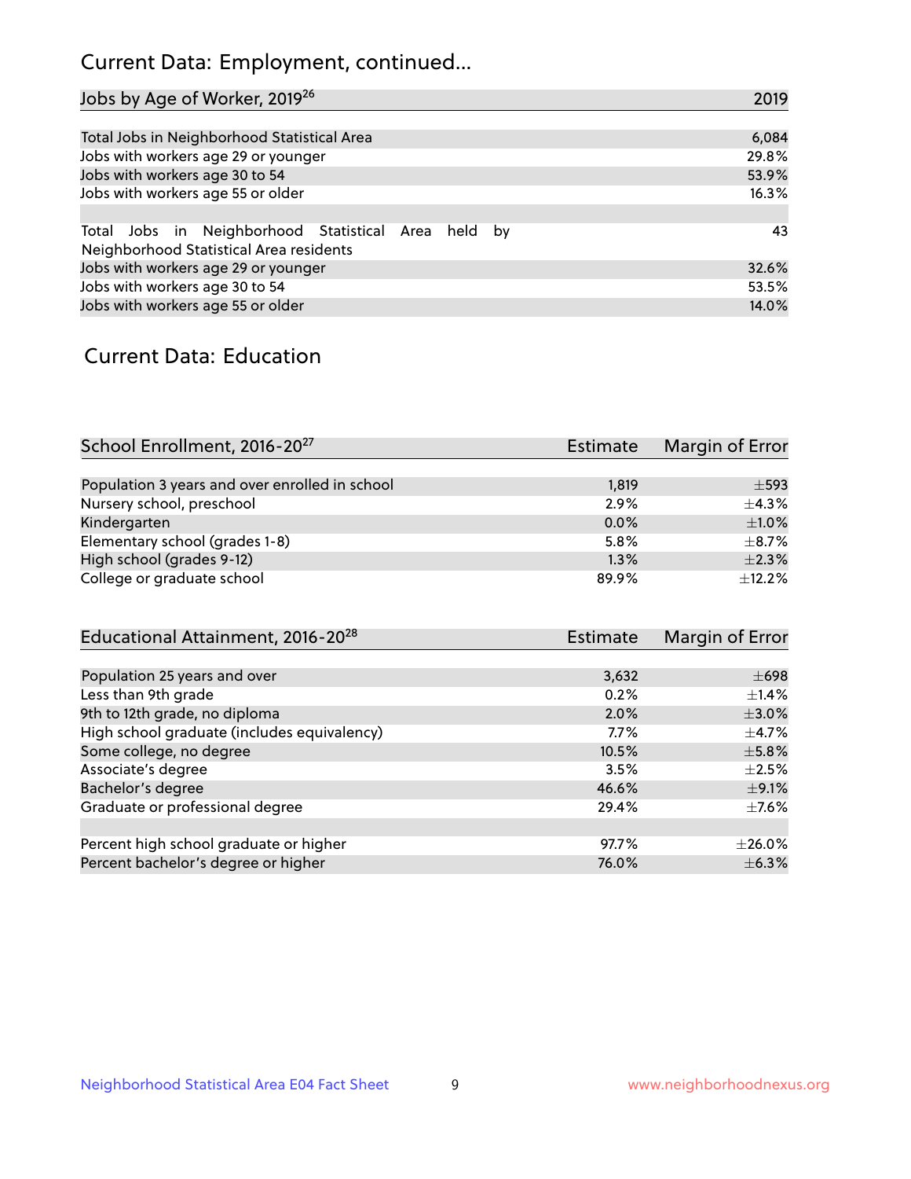## Current Data: Employment, continued...

| Jobs by Age of Worker, 2019[26] | 2019 |
|---|---|
| Total Jobs in Neighborhood Statistical Area | 6,084 |
| Jobs with workers age 29 or younger | 29.8% |
| Jobs with workers age 30 to 54 | 53.9% |
| Jobs with workers age 55 or older | 16.3% |
| | |
| Total Jobs in Neighborhood Statistical Area held by Neighborhood Statistical Area residents | 43 |
| Jobs with workers age 29 or younger | 32.6% |
| Jobs with workers age 30 to 54 | 53.5% |
| Jobs with workers age 55 or older | 14.0% |

## Current Data: Education

| School Enrollment, 2016-20[27] | Estimate | Margin of Error |
|---|---|---|
| Population 3 years and over enrolled in school | 1,819 | ±593 |
| Nursery school, preschool | 2.9% | ±4.3% |
| Kindergarten | 0.0% | ±1.0% |
| Elementary school (grades 1-8) | 5.8% | ±8.7% |
| High school (grades 9-12) | 1.3% | ±2.3% |
| College or graduate school | 89.9% | ±12.2% |

| Educational Attainment, 2016-20[28] | Estimate | Margin of Error |
|---|---|---|
| Population 25 years and over | 3,632 | ±698 |
| Less than 9th grade | 0.2% | ±1.4% |
| 9th to 12th grade, no diploma | 2.0% | ±3.0% |
| High school graduate (includes equivalency) | 7.7% | ±4.7% |
| Some college, no degree | 10.5% | ±5.8% |
| Associate's degree | 3.5% | ±2.5% |
| Bachelor's degree | 46.6% | ±9.1% |
| Graduate or professional degree | 29.4% | ±7.6% |
| | | |
| Percent high school graduate or higher | 97.7% | ±26.0% |
| Percent bachelor's degree or higher | 76.0% | ±6.3% |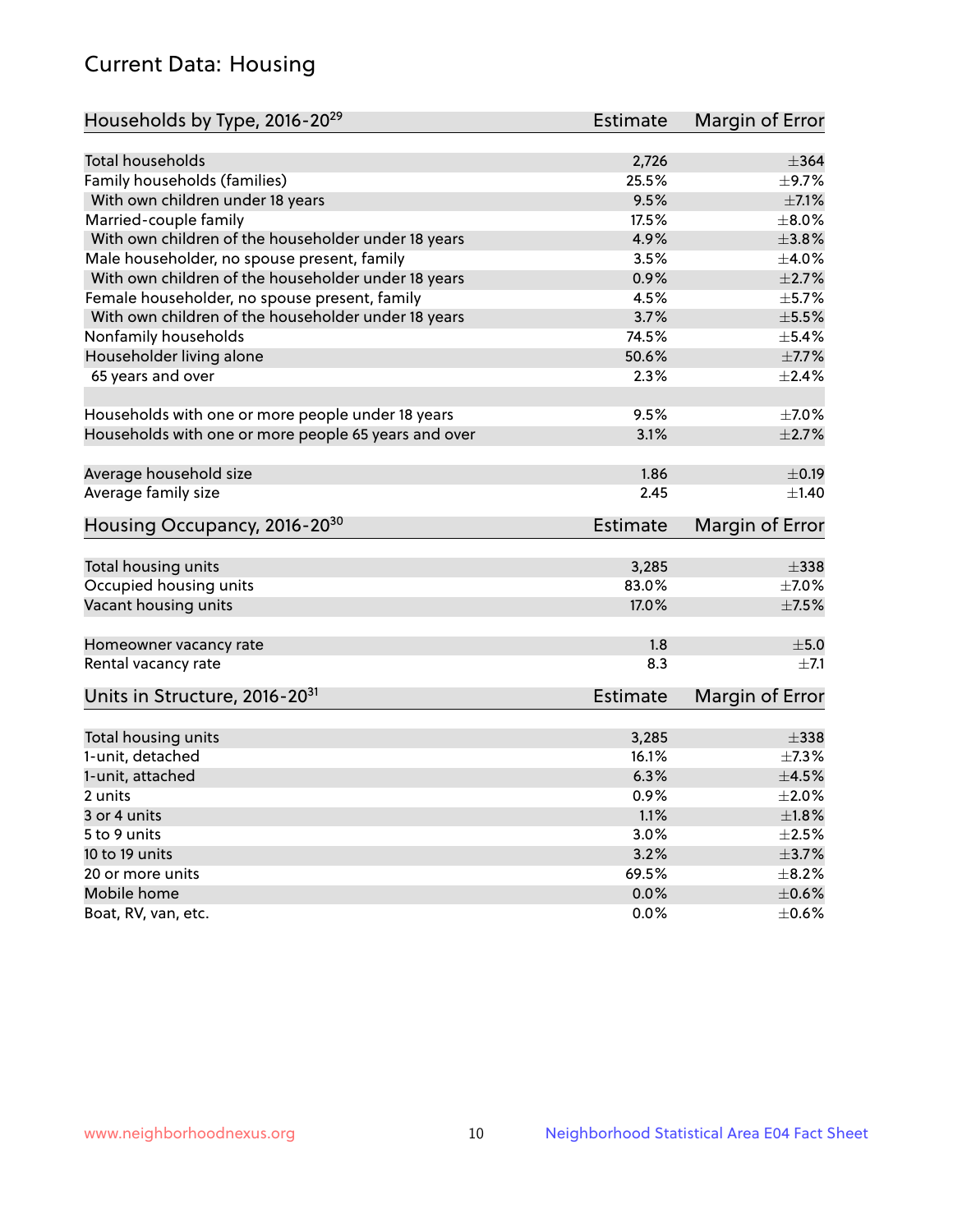## Current Data: Housing

| Households by Type, 2016-20[29] | Estimate | Margin of Error |
|---|---|---|
| Total households | 2,726 | ±364 |
| Family households (families) | 25.5% | ±9.7% |
| With own children under 18 years | 9.5% | ±7.1% |
| Married-couple family | 17.5% | ±8.0% |
| With own children of the householder under 18 years | 4.9% | ±3.8% |
| Male householder, no spouse present, family | 3.5% | ±4.0% |
| With own children of the householder under 18 years | 0.9% | ±2.7% |
| Female householder, no spouse present, family | 4.5% | ±5.7% |
| With own children of the householder under 18 years | 3.7% | ±5.5% |
| Nonfamily households | 74.5% | ±5.4% |
| Householder living alone | 50.6% | ±7.7% |
| 65 years and over | 2.3% | ±2.4% |
| | | |
| Households with one or more people under 18 years | 9.5% | ±7.0% |
| Households with one or more people 65 years and over | 3.1% | ±2.7% |
| | | |
| Average household size | 1.86 | ±0.19 |
| Average family size | 2.45 | ±1.40 |

| Housing Occupancy, 2016-20[30] | Estimate | Margin of Error |
|---|---|---|
| Total housing units | 3,285 | ±338 |
| Occupied housing units | 83.0% | ±7.0% |
| Vacant housing units | 17.0% | ±7.5% |
| | | |
| Homeowner vacancy rate | 1.8 | ±5.0 |
| Rental vacancy rate | 8.3 | ±7.1 |

| Units in Structure, 2016-20[31] | Estimate | Margin of Error |
|---|---|---|
| Total housing units | 3,285 | ±338 |
| 1-unit, detached | 16.1% | ±7.3% |
| 1-unit, attached | 6.3% | ±4.5% |
| 2 units | 0.9% | ±2.0% |
| 3 or 4 units | 1.1% | ±1.8% |
| 5 to 9 units | 3.0% | ±2.5% |
| 10 to 19 units | 3.2% | ±3.7% |
| 20 or more units | 69.5% | ±8.2% |
| Mobile home | 0.0% | ±0.6% |
| Boat, RV, van, etc. | 0.0% | ±0.6% |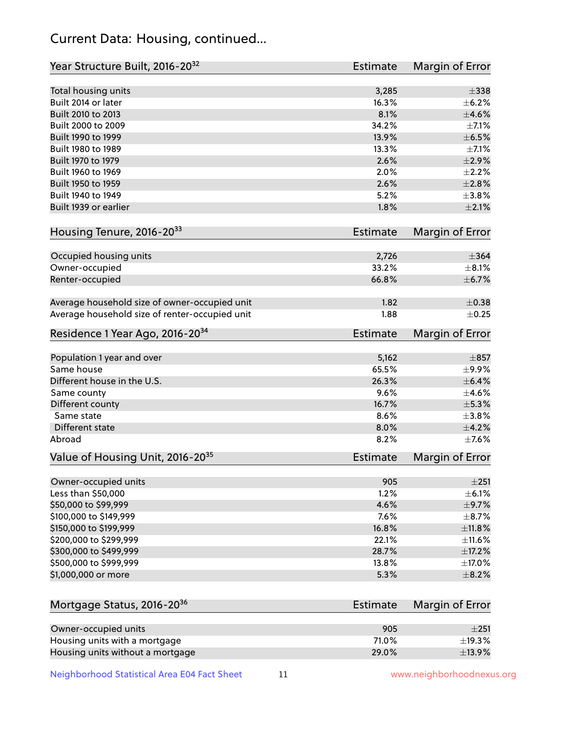# Current Data: Housing, continued...

| Year Structure Built, 2016-20[32] | Estimate | Margin of Error |
|---|---|---|
| Total housing units | 3,285 | ±338 |
| Built 2014 or later | 16.3% | ±6.2% |
| Built 2010 to 2013 | 8.1% | ±4.6% |
| Built 2000 to 2009 | 34.2% | ±7.1% |
| Built 1990 to 1999 | 13.9% | ±6.5% |
| Built 1980 to 1989 | 13.3% | ±7.1% |
| Built 1970 to 1979 | 2.6% | ±2.9% |
| Built 1960 to 1969 | 2.0% | ±2.2% |
| Built 1950 to 1959 | 2.6% | ±2.8% |
| Built 1940 to 1949 | 5.2% | ±3.8% |
| Built 1939 or earlier | 1.8% | ±2.1% |

| Housing Tenure, 2016-20[33] | Estimate | Margin of Error |
|---|---|---|
| Occupied housing units | 2,726 | ±364 |
| Owner-occupied | 33.2% | ±8.1% |
| Renter-occupied | 66.8% | ±6.7% |
| Average household size of owner-occupied unit | 1.82 | ±0.38 |
| Average household size of renter-occupied unit | 1.88 | ±0.25 |

| Residence 1 Year Ago, 2016-20[34] | Estimate | Margin of Error |
|---|---|---|
| Population 1 year and over | 5,162 | ±857 |
| Same house | 65.5% | ±9.9% |
| Different house in the U.S. | 26.3% | ±6.4% |
| Same county | 9.6% | ±4.6% |
| Different county | 16.7% | ±5.3% |
| Same state | 8.6% | ±3.8% |
| Different state | 8.0% | ±4.2% |
| Abroad | 8.2% | ±7.6% |

| Value of Housing Unit, 2016-20[35] | Estimate | Margin of Error |
|---|---|---|
| Owner-occupied units | 905 | ±251 |
| Less than $50,000 | 1.2% | ±6.1% |
| $50,000 to $99,999 | 4.6% | ±9.7% |
| $100,000 to $149,999 | 7.6% | ±8.7% |
| $150,000 to $199,999 | 16.8% | ±11.8% |
| $200,000 to $299,999 | 22.1% | ±11.6% |
| $300,000 to $499,999 | 28.7% | ±17.2% |
| $500,000 to $999,999 | 13.8% | ±17.0% |
| $1,000,000 or more | 5.3% | ±8.2% |

| Mortgage Status, 2016-20[36] | Estimate | Margin of Error |
|---|---|---|
| Owner-occupied units | 905 | ±251 |
| Housing units with a mortgage | 71.0% | ±19.3% |
| Housing units without a mortgage | 29.0% | ±13.9% |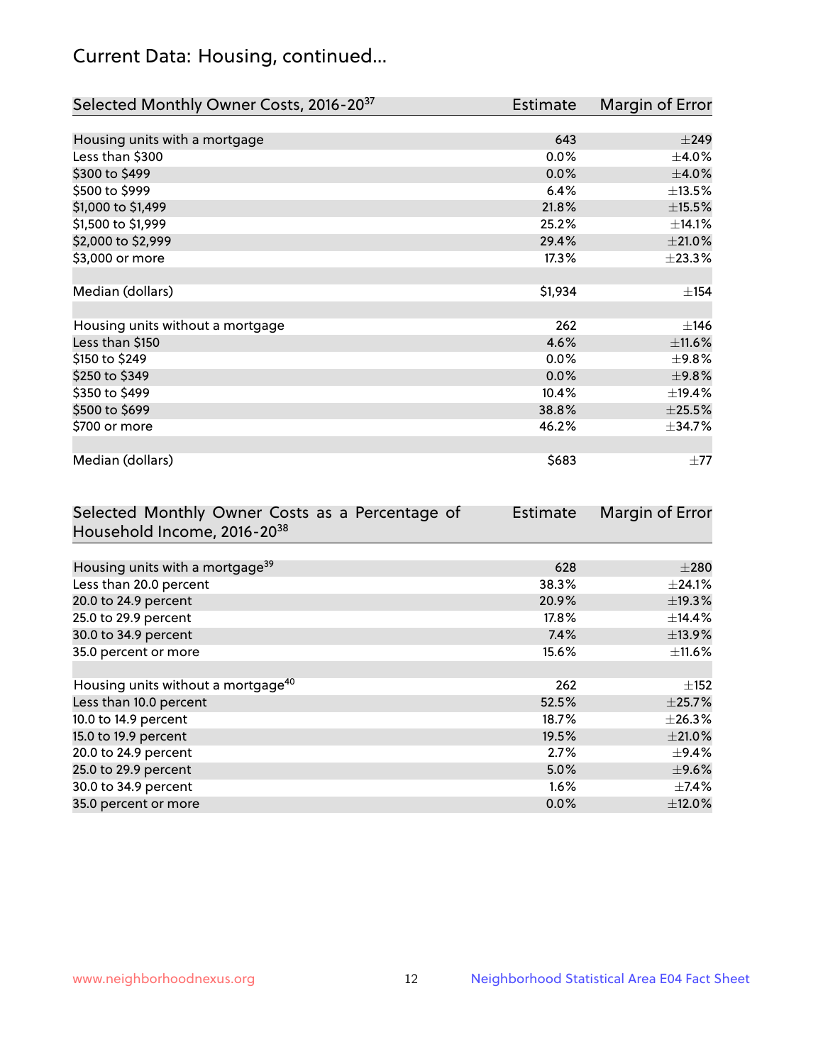## Current Data: Housing, continued...

| Selected Monthly Owner Costs, 2016-20[37] | Estimate | Margin of Error |
|---|---|---|
| Housing units with a mortgage | 643 | ±249 |
| Less than $300 | 0.0% | ±4.0% |
| $300 to $499 | 0.0% | ±4.0% |
| $500 to $999 | 6.4% | ±13.5% |
| $1,000 to $1,499 | 21.8% | ±15.5% |
| $1,500 to $1,999 | 25.2% | ±14.1% |
| $2,000 to $2,999 | 29.4% | ±21.0% |
| $3,000 or more | 17.3% | ±23.3% |
| | | |
| Median (dollars) | $1,934 | ±154 |
| | | |
| Housing units without a mortgage | 262 | ±146 |
| Less than $150 | 4.6% | ±11.6% |
| $150 to $249 | 0.0% | ±9.8% |
| $250 to $349 | 0.0% | ±9.8% |
| $350 to $499 | 10.4% | ±19.4% |
| $500 to $699 | 38.8% | ±25.5% |
| $700 or more | 46.2% | ±34.7% |
| | | |
| Median (dollars) | $683 | ±77 |

| Selected Monthly Owner Costs as a Percentage of Household Income, 2016-20[38] | Estimate | Margin of Error |
|---|---|---|
| Housing units with a mortgage[39] | 628 | ±280 |
| Less than 20.0 percent | 38.3% | ±24.1% |
| 20.0 to 24.9 percent | 20.9% | ±19.3% |
| 25.0 to 29.9 percent | 17.8% | ±14.4% |
| 30.0 to 34.9 percent | 7.4% | ±13.9% |
| 35.0 percent or more | 15.6% | ±11.6% |
| | | |
| Housing units without a mortgage[40] | 262 | ±152 |
| Less than 10.0 percent | 52.5% | ±25.7% |
| 10.0 to 14.9 percent | 18.7% | ±26.3% |
| 15.0 to 19.9 percent | 19.5% | ±21.0% |
| 20.0 to 24.9 percent | 2.7% | ±9.4% |
| 25.0 to 29.9 percent | 5.0% | ±9.6% |
| 30.0 to 34.9 percent | 1.6% | ±7.4% |
| 35.0 percent or more | 0.0% | ±12.0% |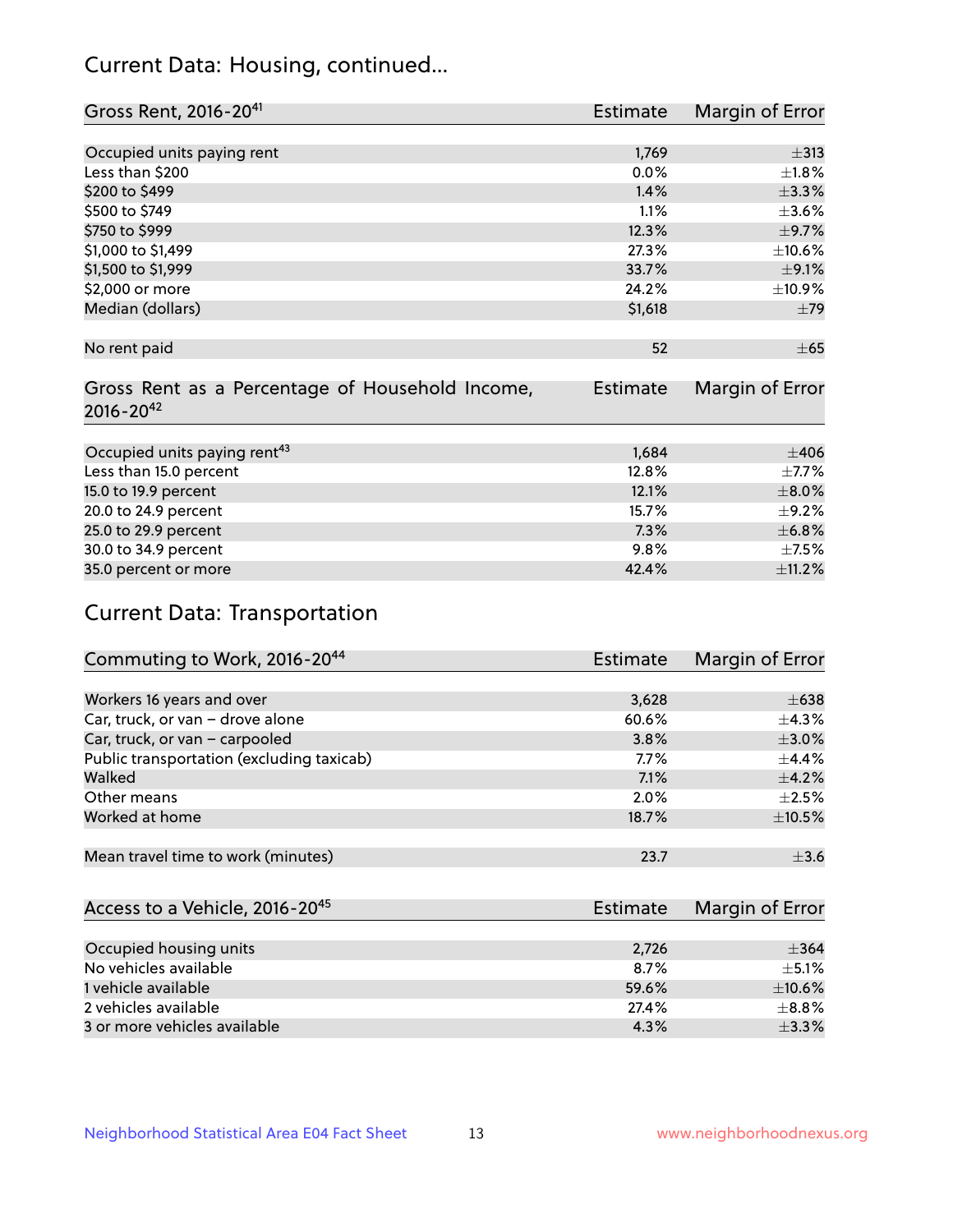## Current Data: Housing, continued...

| Gross Rent, 2016-20[41] | Estimate | Margin of Error |
|---|---|---|
| Occupied units paying rent | 1,769 | ±313 |
| Less than $200 | 0.0% | ±1.8% |
| $200 to $499 | 1.4% | ±3.3% |
| $500 to $749 | 1.1% | ±3.6% |
| $750 to $999 | 12.3% | ±9.7% |
| $1,000 to $1,499 | 27.3% | ±10.6% |
| $1,500 to $1,999 | 33.7% | ±9.1% |
| $2,000 or more | 24.2% | ±10.9% |
| Median (dollars) | $1,618 | ±79 |
| No rent paid | 52 | ±65 |

| Gross Rent as a Percentage of Household Income, 2016-20[42] | Estimate | Margin of Error |
|---|---|---|
| Occupied units paying rent[43] | 1,684 | ±406 |
| Less than 15.0 percent | 12.8% | ±7.7% |
| 15.0 to 19.9 percent | 12.1% | ±8.0% |
| 20.0 to 24.9 percent | 15.7% | ±9.2% |
| 25.0 to 29.9 percent | 7.3% | ±6.8% |
| 30.0 to 34.9 percent | 9.8% | ±7.5% |
| 35.0 percent or more | 42.4% | ±11.2% |

## Current Data: Transportation

| Commuting to Work, 2016-20[44] | Estimate | Margin of Error |
|---|---|---|
| Workers 16 years and over | 3,628 | ±638 |
| Car, truck, or van – drove alone | 60.6% | ±4.3% |
| Car, truck, or van – carpooled | 3.8% | ±3.0% |
| Public transportation (excluding taxicab) | 7.7% | ±4.4% |
| Walked | 7.1% | ±4.2% |
| Other means | 2.0% | ±2.5% |
| Worked at home | 18.7% | ±10.5% |
| Mean travel time to work (minutes) | 23.7 | ±3.6 |

| Access to a Vehicle, 2016-20[45] | Estimate | Margin of Error |
|---|---|---|
| Occupied housing units | 2,726 | ±364 |
| No vehicles available | 8.7% | ±5.1% |
| 1 vehicle available | 59.6% | ±10.6% |
| 2 vehicles available | 27.4% | ±8.8% |
| 3 or more vehicles available | 4.3% | ±3.3% |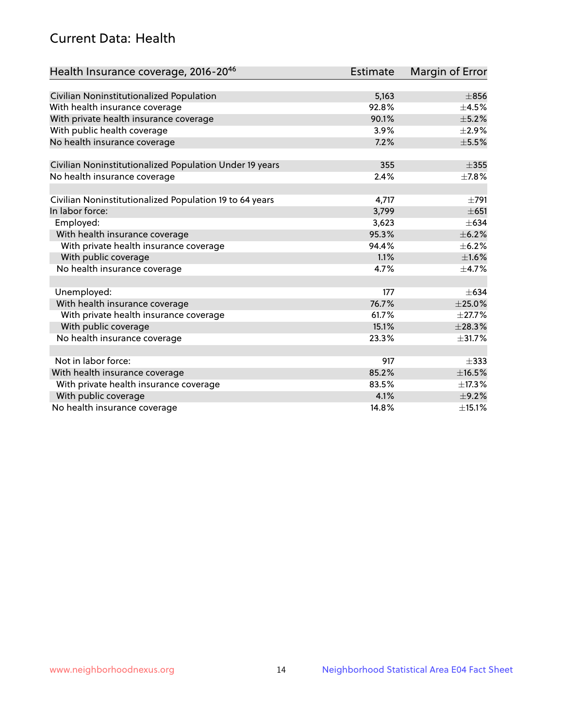## Current Data: Health

| Health Insurance coverage, 2016-20[46] | Estimate | Margin of Error |
|---|---|---|
| Civilian Noninstitutionalized Population | 5,163 | ±856 |
| With health insurance coverage | 92.8% | ±4.5% |
| With private health insurance coverage | 90.1% | ±5.2% |
| With public health coverage | 3.9% | ±2.9% |
| No health insurance coverage | 7.2% | ±5.5% |
| | | |
| Civilian Noninstitutionalized Population Under 19 years | 355 | ±355 |
| No health insurance coverage | 2.4% | ±7.8% |
| | | |
| Civilian Noninstitutionalized Population 19 to 64 years | 4,717 | ±791 |
| In labor force: | 3,799 | ±651 |
| Employed: | 3,623 | ±634 |
| With health insurance coverage | 95.3% | ±6.2% |
| With private health insurance coverage | 94.4% | ±6.2% |
| With public coverage | 1.1% | ±1.6% |
| No health insurance coverage | 4.7% | ±4.7% |
| | | |
| Unemployed: | 177 | ±634 |
| With health insurance coverage | 76.7% | ±25.0% |
| With private health insurance coverage | 61.7% | ±27.7% |
| With public coverage | 15.1% | ±28.3% |
| No health insurance coverage | 23.3% | ±31.7% |
| | | |
| Not in labor force: | 917 | ±333 |
| With health insurance coverage | 85.2% | ±16.5% |
| With private health insurance coverage | 83.5% | ±17.3% |
| With public coverage | 4.1% | ±9.2% |
| No health insurance coverage | 14.8% | ±15.1% |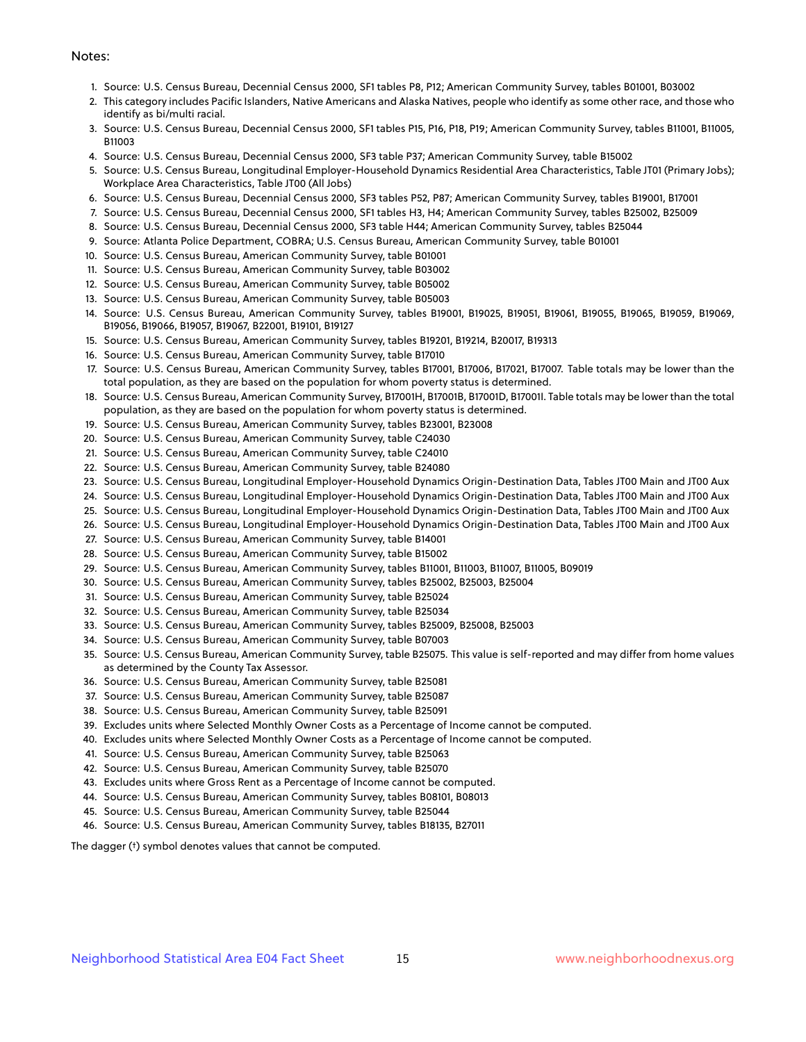Notes:

1. Source: U.S. Census Bureau, Decennial Census 2000, SF1 tables P8, P12; American Community Survey, tables B01001, B03002
2. This category includes Pacific Islanders, Native Americans and Alaska Natives, people who identify as some other race, and those who identify as bi/multi racial.
3. Source: U.S. Census Bureau, Decennial Census 2000, SF1 tables P15, P16, P18, P19; American Community Survey, tables B11001, B11005, B11003
4. Source: U.S. Census Bureau, Decennial Census 2000, SF3 table P37; American Community Survey, table B15002
5. Source: U.S. Census Bureau, Longitudinal Employer-Household Dynamics Residential Area Characteristics, Table JT01 (Primary Jobs); Workplace Area Characteristics, Table JT00 (All Jobs)
6. Source: U.S. Census Bureau, Decennial Census 2000, SF3 tables P52, P87; American Community Survey, tables B19001, B17001
7. Source: U.S. Census Bureau, Decennial Census 2000, SF1 tables H3, H4; American Community Survey, tables B25002, B25009
8. Source: U.S. Census Bureau, Decennial Census 2000, SF3 table H44; American Community Survey, tables B25044
9. Source: Atlanta Police Department, COBRA; U.S. Census Bureau, American Community Survey, table B01001
10. Source: U.S. Census Bureau, American Community Survey, table B01001
11. Source: U.S. Census Bureau, American Community Survey, table B03002
12. Source: U.S. Census Bureau, American Community Survey, table B05002
13. Source: U.S. Census Bureau, American Community Survey, table B05003
14. Source: U.S. Census Bureau, American Community Survey, tables B19001, B19025, B19051, B19061, B19055, B19065, B19059, B19069, B19056, B19066, B19057, B19067, B22001, B19101, B19127
15. Source: U.S. Census Bureau, American Community Survey, tables B19201, B19214, B20017, B19313
16. Source: U.S. Census Bureau, American Community Survey, table B17010
17. Source: U.S. Census Bureau, American Community Survey, tables B17001, B17006, B17021, B17007. Table totals may be lower than the total population, as they are based on the population for whom poverty status is determined.
18. Source: U.S. Census Bureau, American Community Survey, B17001H, B17001B, B17001D, B17001I. Table totals may be lower than the total population, as they are based on the population for whom poverty status is determined.
19. Source: U.S. Census Bureau, American Community Survey, tables B23001, B23008
20. Source: U.S. Census Bureau, American Community Survey, table C24030
21. Source: U.S. Census Bureau, American Community Survey, table C24010
22. Source: U.S. Census Bureau, American Community Survey, table B24080
23. Source: U.S. Census Bureau, Longitudinal Employer-Household Dynamics Origin-Destination Data, Tables JT00 Main and JT00 Aux
24. Source: U.S. Census Bureau, Longitudinal Employer-Household Dynamics Origin-Destination Data, Tables JT00 Main and JT00 Aux
25. Source: U.S. Census Bureau, Longitudinal Employer-Household Dynamics Origin-Destination Data, Tables JT00 Main and JT00 Aux
26. Source: U.S. Census Bureau, Longitudinal Employer-Household Dynamics Origin-Destination Data, Tables JT00 Main and JT00 Aux
27. Source: U.S. Census Bureau, American Community Survey, table B14001
28. Source: U.S. Census Bureau, American Community Survey, table B15002
29. Source: U.S. Census Bureau, American Community Survey, tables B11001, B11003, B11007, B11005, B09019
30. Source: U.S. Census Bureau, American Community Survey, tables B25002, B25003, B25004
31. Source: U.S. Census Bureau, American Community Survey, table B25024
32. Source: U.S. Census Bureau, American Community Survey, table B25034
33. Source: U.S. Census Bureau, American Community Survey, tables B25009, B25008, B25003
34. Source: U.S. Census Bureau, American Community Survey, table B07003
35. Source: U.S. Census Bureau, American Community Survey, table B25075. This value is self-reported and may differ from home values as determined by the County Tax Assessor.
36. Source: U.S. Census Bureau, American Community Survey, table B25081
37. Source: U.S. Census Bureau, American Community Survey, table B25087
38. Source: U.S. Census Bureau, American Community Survey, table B25091
39. Excludes units where Selected Monthly Owner Costs as a Percentage of Income cannot be computed.
40. Excludes units where Selected Monthly Owner Costs as a Percentage of Income cannot be computed.
41. Source: U.S. Census Bureau, American Community Survey, table B25063
42. Source: U.S. Census Bureau, American Community Survey, table B25070
43. Excludes units where Gross Rent as a Percentage of Income cannot be computed.
44. Source: U.S. Census Bureau, American Community Survey, tables B08101, B08013
45. Source: U.S. Census Bureau, American Community Survey, table B25044
46. Source: U.S. Census Bureau, American Community Survey, tables B18135, B27011

The dagger (†) symbol denotes values that cannot be computed.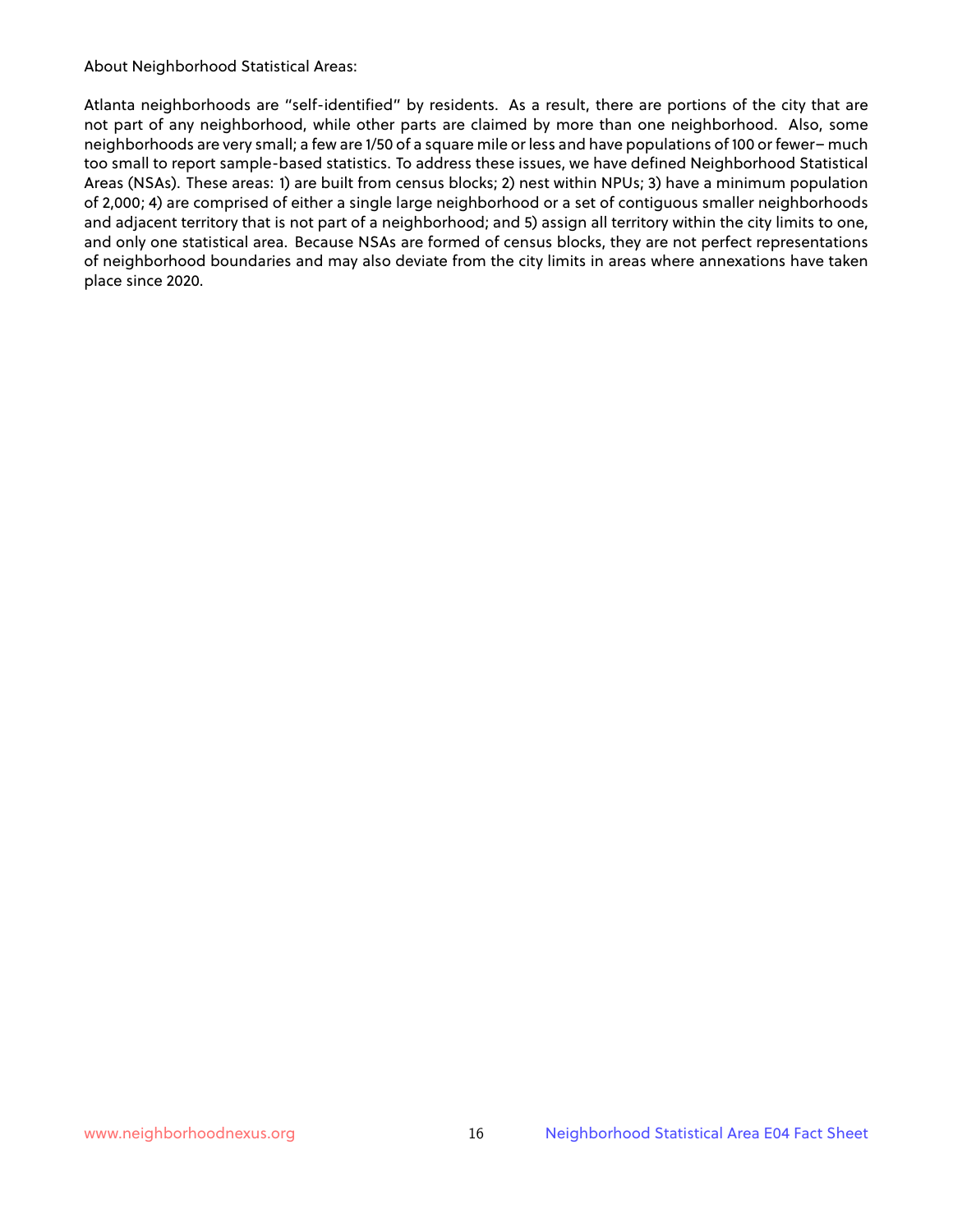About Neighborhood Statistical Areas:

Atlanta neighborhoods are "self-identified" by residents. As a result, there are portions of the city that are not part of any neighborhood, while other parts are claimed by more than one neighborhood. Also, some neighborhoods are very small; a few are 1/50 of a square mile or less and have populations of 100 or fewer– much too small to report sample-based statistics. To address these issues, we have defined Neighborhood Statistical Areas (NSAs). These areas: 1) are built from census blocks; 2) nest within NPUs; 3) have a minimum population of 2,000; 4) are comprised of either a single large neighborhood or a set of contiguous smaller neighborhoods and adjacent territory that is not part of a neighborhood; and 5) assign all territory within the city limits to one, and only one statistical area. Because NSAs are formed of census blocks, they are not perfect representations of neighborhood boundaries and may also deviate from the city limits in areas where annexations have taken place since 2020.